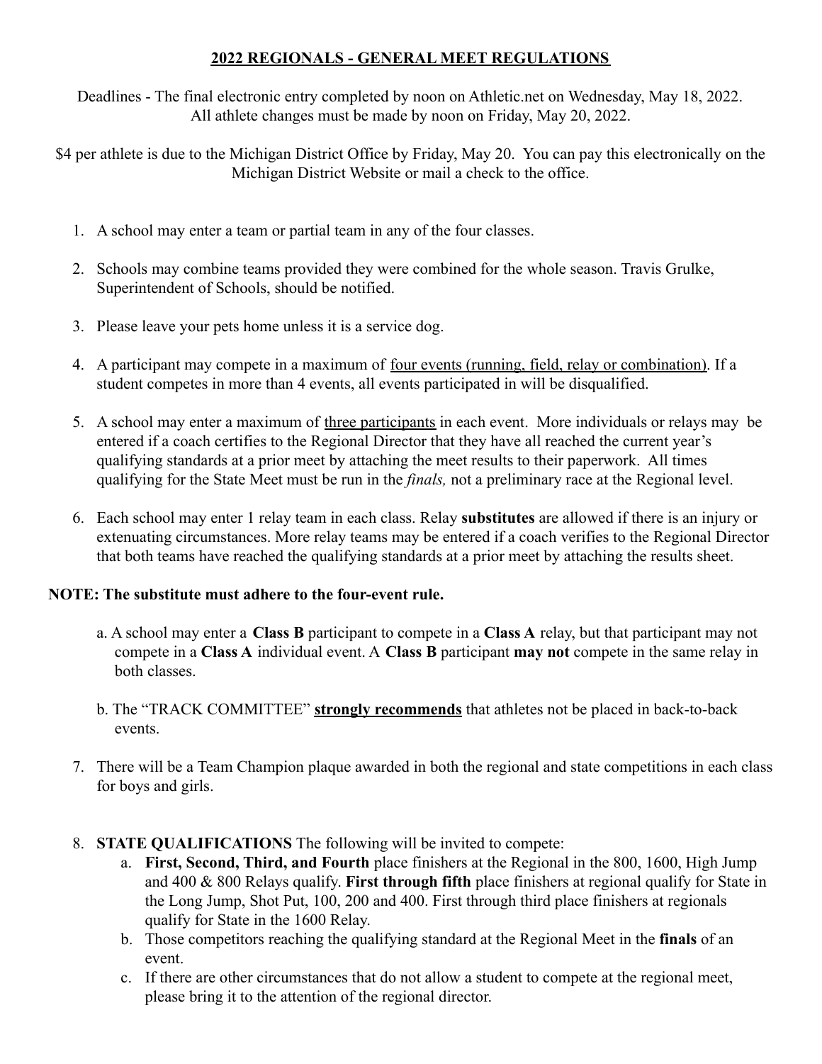# <u>2022 REGIONALS - GENERAL MEET REGULATIONS</u>

Deadlines - The final electronic entry completed by noon on Athletic.net on Wednesday, May 18, 2022.
All athlete changes must be made by noon on Friday, May 20, 2022.

$4 per athlete is due to the Michigan District Office by Friday, May 20. You can pay this electronically on the Michigan District Website or mail a check to the office.

1. A school may enter a team or partial team in any of the four classes.

2. Schools may combine teams provided they were combined for the whole season. Travis Grulke, Superintendent of Schools, should be notified.

3. Please leave your pets home unless it is a service dog.

4. A participant may compete in a maximum of <u>four events (running, field, relay or combination)</u>. If a student competes in more than 4 events, all events participated in will be disqualified.

5. A school may enter a maximum of <u>three participants</u> in each event. More individuals or relays may be entered if a coach certifies to the Regional Director that they have all reached the current year's qualifying standards at a prior meet by attaching the meet results to their paperwork. All times qualifying for the State Meet must be run in the *finals,* not a preliminary race at the Regional level.

6. Each school may enter 1 relay team in each class. Relay **substitutes** are allowed if there is an injury or extenuating circumstances. More relay teams may be entered if a coach verifies to the Regional Director that both teams have reached the qualifying standards at a prior meet by attaching the results sheet.

**NOTE: The substitute must adhere to the four-event rule.**

   a. A school may enter a **Class B** participant to compete in a **Class A** relay, but that participant may not compete in a **Class A** individual event. A **Class B** participant **may not** compete in the same relay in both classes.

   b. The "TRACK COMMITTEE" <u>**strongly recommends**</u> that athletes not be placed in back-to-back events.

7. There will be a Team Champion plaque awarded in both the regional and state competitions in each class for boys and girls.

8. **STATE QUALIFICATIONS** The following will be invited to compete:
   a. **First, Second, Third, and Fourth** place finishers at the Regional in the 800, 1600, High Jump and 400 & 800 Relays qualify. **First through fifth** place finishers at regional qualify for State in the Long Jump, Shot Put, 100, 200 and 400. First through third place finishers at regionals qualify for State in the 1600 Relay.
   b. Those competitors reaching the qualifying standard at the Regional Meet in the **finals** of an event.
   c. If there are other circumstances that do not allow a student to compete at the regional meet, please bring it to the attention of the regional director.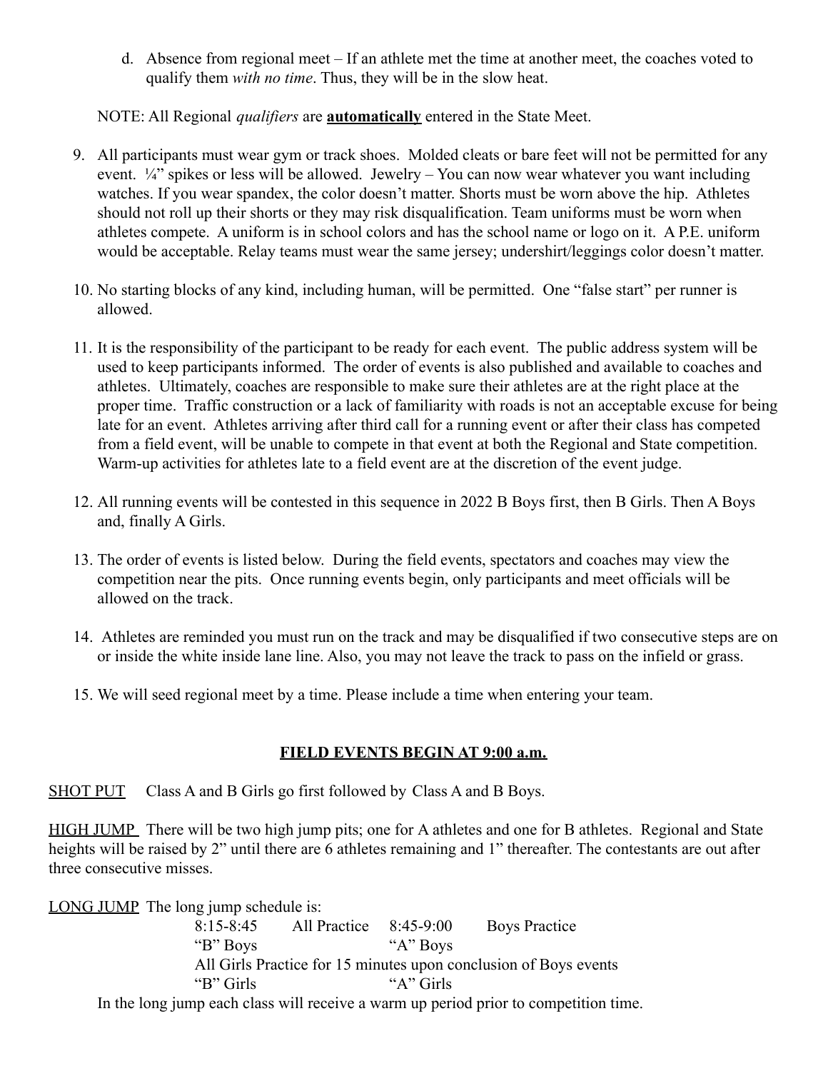d. Absence from regional meet – If an athlete met the time at another meet, the coaches voted to qualify them *with no time*. Thus, they will be in the slow heat.

NOTE: All Regional *qualifiers* are **<u>automatically</u>** entered in the State Meet.

9. All participants must wear gym or track shoes. Molded cleats or bare feet will not be permitted for any event. ¼" spikes or less will be allowed. Jewelry – You can now wear whatever you want including watches. If you wear spandex, the color doesn't matter. Shorts must be worn above the hip. Athletes should not roll up their shorts or they may risk disqualification. Team uniforms must be worn when athletes compete. A uniform is in school colors and has the school name or logo on it. A P.E. uniform would be acceptable. Relay teams must wear the same jersey; undershirt/leggings color doesn't matter.

10. No starting blocks of any kind, including human, will be permitted. One "false start" per runner is allowed.

11. It is the responsibility of the participant to be ready for each event. The public address system will be used to keep participants informed. The order of events is also published and available to coaches and athletes. Ultimately, coaches are responsible to make sure their athletes are at the right place at the proper time. Traffic construction or a lack of familiarity with roads is not an acceptable excuse for being late for an event. Athletes arriving after third call for a running event or after their class has competed from a field event, will be unable to compete in that event at both the Regional and State competition. Warm-up activities for athletes late to a field event are at the discretion of the event judge.

12. All running events will be contested in this sequence in 2022 B Boys first, then B Girls. Then A Boys and, finally A Girls.

13. The order of events is listed below. During the field events, spectators and coaches may view the competition near the pits. Once running events begin, only participants and meet officials will be allowed on the track.

14. Athletes are reminded you must run on the track and may be disqualified if two consecutive steps are on or inside the white inside lane line. Also, you may not leave the track to pass on the infield or grass.

15. We will seed regional meet by a time. Please include a time when entering your team.

## <u>FIELD EVENTS BEGIN AT 9:00 a.m.</u>

<u>SHOT PUT</u> Class A and B Girls go first followed by Class A and B Boys.

<u>HIGH JUMP</u> There will be two high jump pits; one for A athletes and one for B athletes. Regional and State heights will be raised by 2" until there are 6 athletes remaining and 1" thereafter. The contestants are out after three consecutive misses.

<u>LONG JUMP</u> The long jump schedule is:

8:15-8:45 All Practice 8:45-9:00 Boys Practice
"B" Boys "A" Boys
All Girls Practice for 15 minutes upon conclusion of Boys events
"B" Girls "A" Girls

In the long jump each class will receive a warm up period prior to competition time.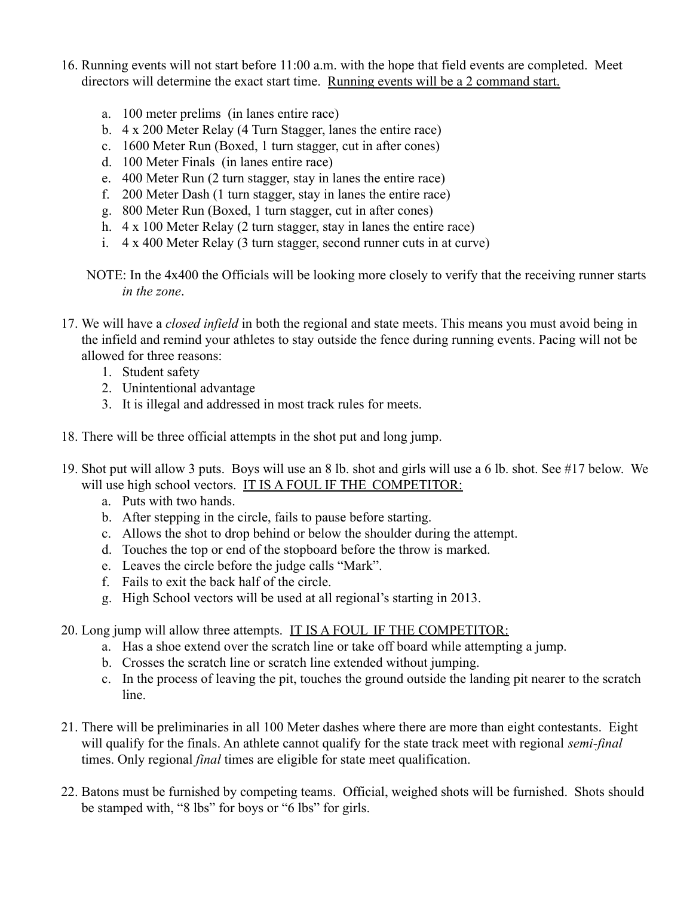16. Running events will not start before 11:00 a.m. with the hope that field events are completed. Meet directors will determine the exact start time. <u>Running events will be a 2 command start.</u>

    a. 100 meter prelims (in lanes entire race)
    b. 4 x 200 Meter Relay (4 Turn Stagger, lanes the entire race)
    c. 1600 Meter Run (Boxed, 1 turn stagger, cut in after cones)
    d. 100 Meter Finals (in lanes entire race)
    e. 400 Meter Run (2 turn stagger, stay in lanes the entire race)
    f. 200 Meter Dash (1 turn stagger, stay in lanes the entire race)
    g. 800 Meter Run (Boxed, 1 turn stagger, cut in after cones)
    h. 4 x 100 Meter Relay (2 turn stagger, stay in lanes the entire race)
    i. 4 x 400 Meter Relay (3 turn stagger, second runner cuts in at curve)

    NOTE: In the 4x400 the Officials will be looking more closely to verify that the receiving runner starts *in the zone*.

17. We will have a *closed infield* in both the regional and state meets. This means you must avoid being in the infield and remind your athletes to stay outside the fence during running events. Pacing will not be allowed for three reasons:
    1. Student safety
    2. Unintentional advantage
    3. It is illegal and addressed in most track rules for meets.

18. There will be three official attempts in the shot put and long jump.

19. Shot put will allow 3 puts. Boys will use an 8 lb. shot and girls will use a 6 lb. shot. See #17 below. We will use high school vectors. <u>IT IS A FOUL IF THE COMPETITOR:</u>
    a. Puts with two hands.
    b. After stepping in the circle, fails to pause before starting.
    c. Allows the shot to drop behind or below the shoulder during the attempt.
    d. Touches the top or end of the stopboard before the throw is marked.
    e. Leaves the circle before the judge calls "Mark".
    f. Fails to exit the back half of the circle.
    g. High School vectors will be used at all regional's starting in 2013.

20. Long jump will allow three attempts. <u>IT IS A FOUL IF THE COMPETITOR:</u>
    a. Has a shoe extend over the scratch line or take off board while attempting a jump.
    b. Crosses the scratch line or scratch line extended without jumping.
    c. In the process of leaving the pit, touches the ground outside the landing pit nearer to the scratch line.

21. There will be preliminaries in all 100 Meter dashes where there are more than eight contestants. Eight will qualify for the finals. An athlete cannot qualify for the state track meet with regional *semi-final* times. Only regional *final* times are eligible for state meet qualification.

22. Batons must be furnished by competing teams. Official, weighed shots will be furnished. Shots should be stamped with, "8 lbs" for boys or "6 lbs" for girls.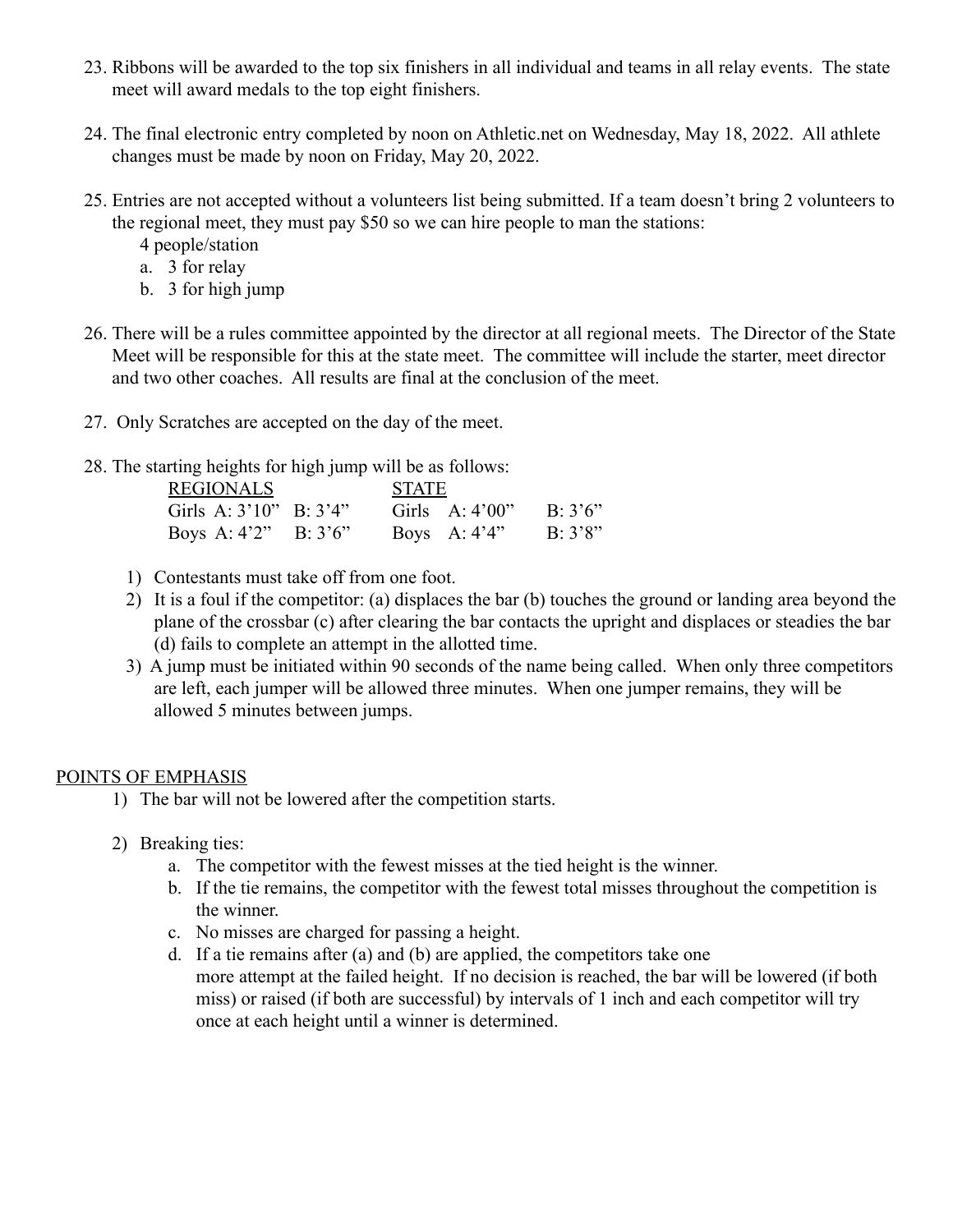23. Ribbons will be awarded to the top six finishers in all individual and teams in all relay events. The state meet will award medals to the top eight finishers.

24. The final electronic entry completed by noon on Athletic.net on Wednesday, May 18, 2022. All athlete changes must be made by noon on Friday, May 20, 2022.

25. Entries are not accepted without a volunteers list being submitted. If a team doesn't bring 2 volunteers to the regional meet, they must pay $50 so we can hire people to man the stations:
    4 people/station
    a. 3 for relay
    b. 3 for high jump

26. There will be a rules committee appointed by the director at all regional meets. The Director of the State Meet will be responsible for this at the state meet. The committee will include the starter, meet director and two other coaches. All results are final at the conclusion of the meet.

27. Only Scratches are accepted on the day of the meet.

28. The starting heights for high jump will be as follows:

| REGIONALS | | | STATE | | |
|---|---|---|---|---|---|
| Girls | A: 3'10" | B: 3'4" | Girls | A: 4'00" | B: 3'6" |
| Boys | A: 4'2" | B: 3'6" | Boys | A: 4'4" | B: 3'8" |

1) Contestants must take off from one foot.
2) It is a foul if the competitor: (a) displaces the bar (b) touches the ground or landing area beyond the plane of the crossbar (c) after clearing the bar contacts the upright and displaces or steadies the bar (d) fails to complete an attempt in the allotted time.
3) A jump must be initiated within 90 seconds of the name being called. When only three competitors are left, each jumper will be allowed three minutes. When one jumper remains, they will be allowed 5 minutes between jumps.

POINTS OF EMPHASIS

1) The bar will not be lowered after the competition starts.

2) Breaking ties:
    a. The competitor with the fewest misses at the tied height is the winner.
    b. If the tie remains, the competitor with the fewest total misses throughout the competition is the winner.
    c. No misses are charged for passing a height.
    d. If a tie remains after (a) and (b) are applied, the competitors take one more attempt at the failed height. If no decision is reached, the bar will be lowered (if both miss) or raised (if both are successful) by intervals of 1 inch and each competitor will try once at each height until a winner is determined.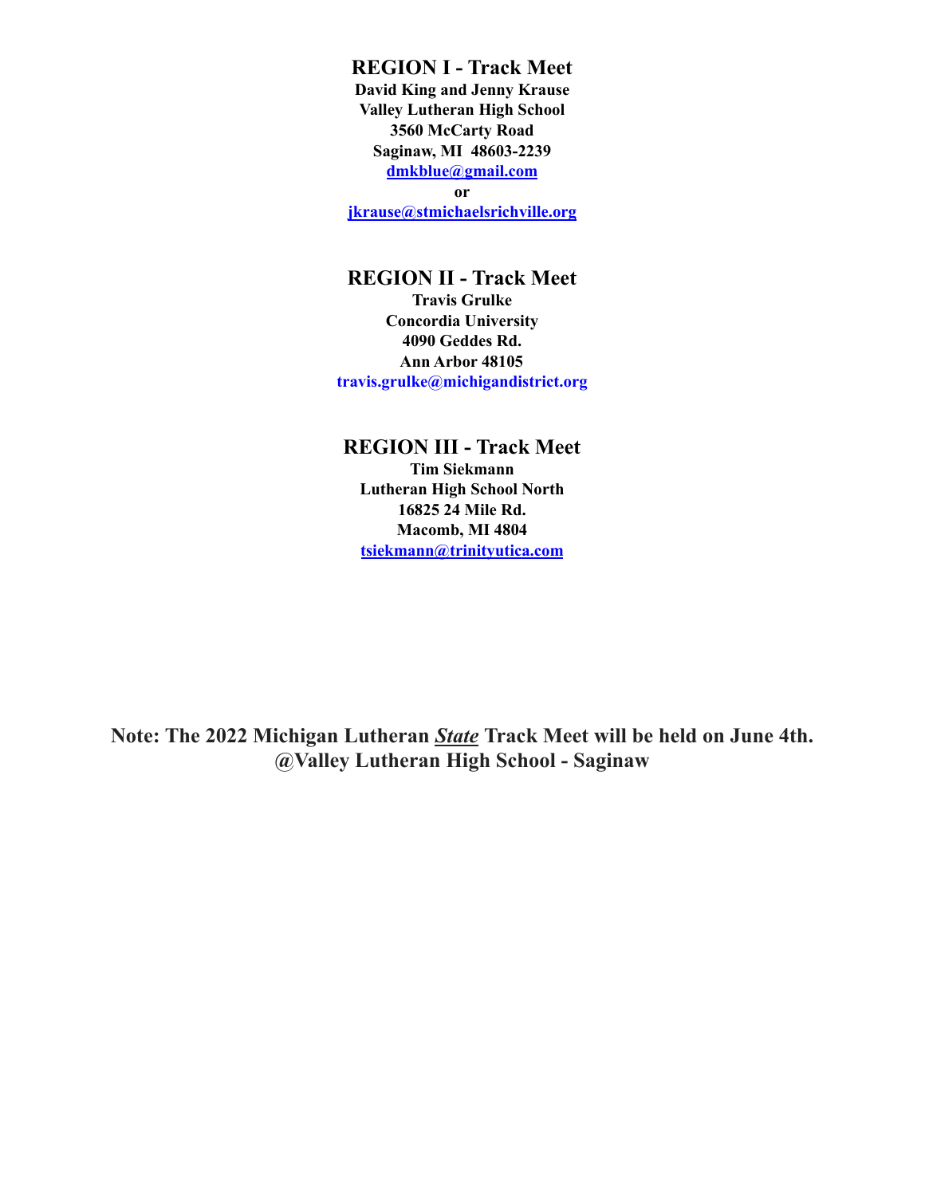## REGION I - Track Meet

**David King and Jenny Krause**
**Valley Lutheran High School**
**3560 McCarty Road**
**Saginaw, MI 48603-2239**
**dmkblue@gmail.com**
**or**
**jkrause@stmichaelsrichville.org**

## REGION II - Track Meet

**Travis Grulke**
**Concordia University**
**4090 Geddes Rd.**
**Ann Arbor 48105**
**travis.grulke@michigandistrict.org**

## REGION III - Track Meet

**Tim Siekmann**
**Lutheran High School North**
**16825 24 Mile Rd.**
**Macomb, MI 4804**
**tsiekmann@trinityutica.com**

**Note: The 2022 Michigan Lutheran *State* Track Meet will be held on June 4th. @Valley Lutheran High School - Saginaw**